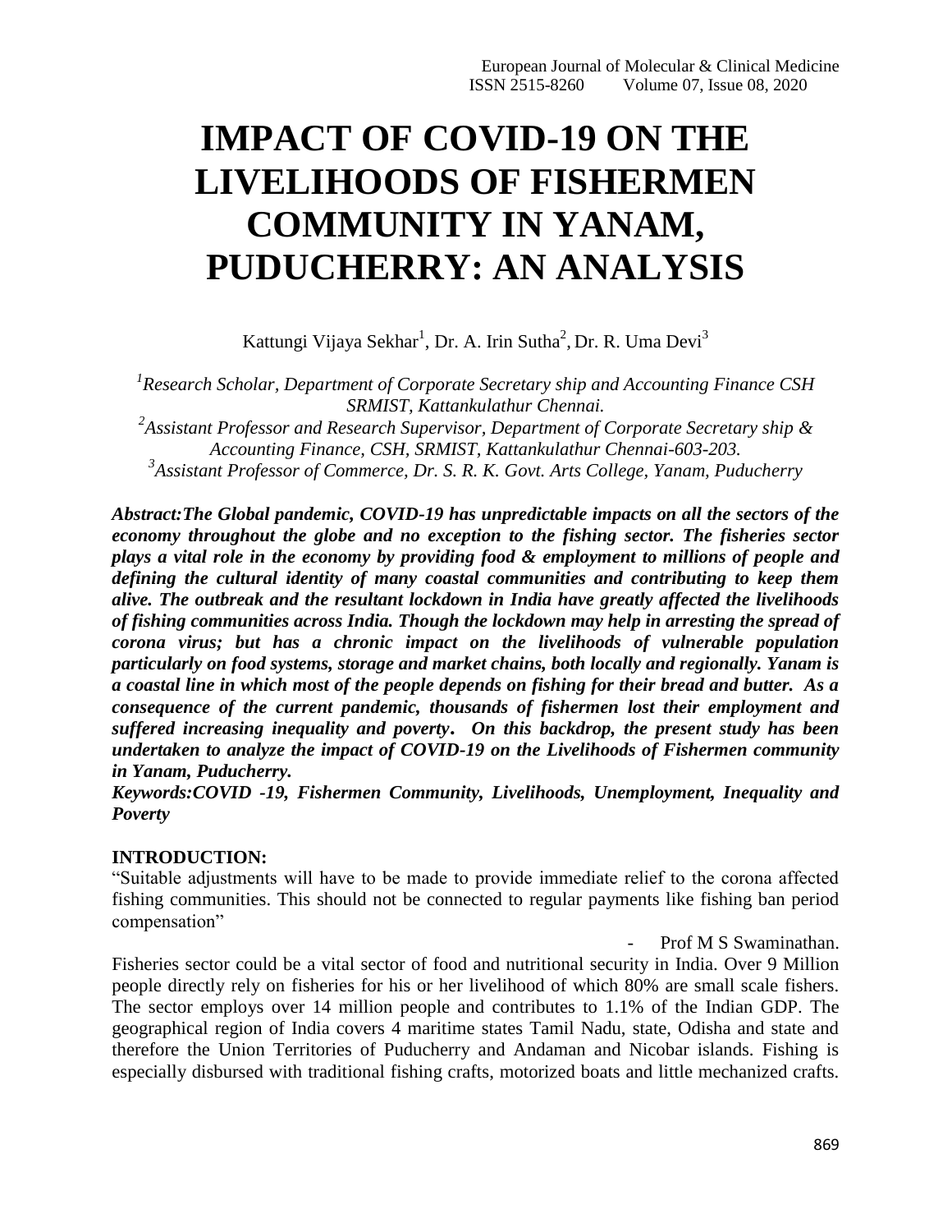# IMPACT OF COVID-19 ON THE LIVELIHOODS OF FISHERMEN COMMUNITY IN YANAM, PUDUCHERRY: AN ANALYSIS

Kattungi Vijaya Sekhar[1], Dr. A. Irin Sutha[2], Dr. R. Uma Devi[3]

*[1]Research Scholar, Department of Corporate Secretary ship and Accounting Finance CSH SRMIST, Kattankulathur Chennai.*
*[2]Assistant Professor and Research Supervisor, Department of Corporate Secretary ship & Accounting Finance, CSH, SRMIST, Kattankulathur Chennai-603-203.*
*[3]Assistant Professor of Commerce, Dr. S. R. K. Govt. Arts College, Yanam, Puducherry*

***Abstract:The Global pandemic, COVID-19 has unpredictable impacts on all the sectors of the economy throughout the globe and no exception to the fishing sector. The fisheries sector plays a vital role in the economy by providing food & employment to millions of people and defining the cultural identity of many coastal communities and contributing to keep them alive. The outbreak and the resultant lockdown in India have greatly affected the livelihoods of fishing communities across India. Though the lockdown may help in arresting the spread of corona virus; but has a chronic impact on the livelihoods of vulnerable population particularly on food systems, storage and market chains, both locally and regionally. Yanam is a coastal line in which most of the people depends on fishing for their bread and butter. As a consequence of the current pandemic, thousands of fishermen lost their employment and suffered increasing inequality and poverty. On this backdrop, the present study has been undertaken to analyze the impact of COVID-19 on the Livelihoods of Fishermen community in Yanam, Puducherry.***

***Keywords:COVID -19, Fishermen Community, Livelihoods, Unemployment, Inequality and Poverty***

## INTRODUCTION:

"Suitable adjustments will have to be made to provide immediate relief to the corona affected fishing communities. This should not be connected to regular payments like fishing ban period compensation"

- Prof M S Swaminathan.

Fisheries sector could be a vital sector of food and nutritional security in India. Over 9 Million people directly rely on fisheries for his or her livelihood of which 80% are small scale fishers. The sector employs over 14 million people and contributes to 1.1% of the Indian GDP. The geographical region of India covers 4 maritime states Tamil Nadu, state, Odisha and state and therefore the Union Territories of Puducherry and Andaman and Nicobar islands. Fishing is especially disbursed with traditional fishing crafts, motorized boats and little mechanized crafts.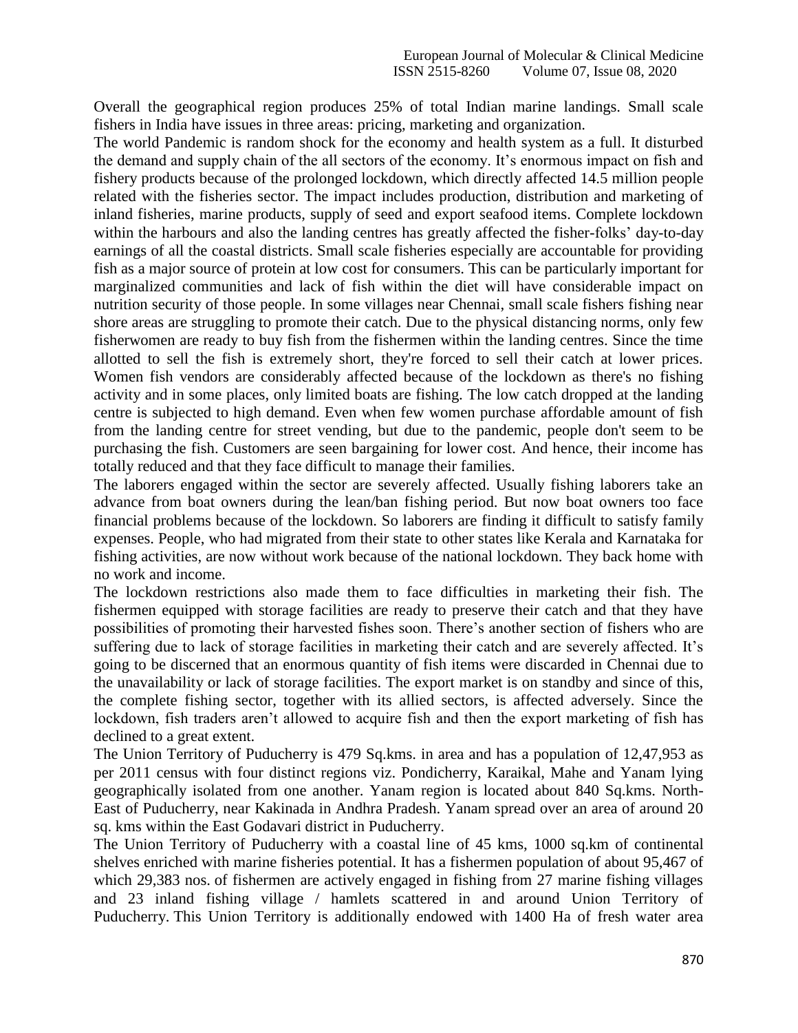Overall the geographical region produces 25% of total Indian marine landings. Small scale fishers in India have issues in three areas: pricing, marketing and organization.

The world Pandemic is random shock for the economy and health system as a full. It disturbed the demand and supply chain of the all sectors of the economy. It's enormous impact on fish and fishery products because of the prolonged lockdown, which directly affected 14.5 million people related with the fisheries sector. The impact includes production, distribution and marketing of inland fisheries, marine products, supply of seed and export seafood items. Complete lockdown within the harbours and also the landing centres has greatly affected the fisher-folks' day-to-day earnings of all the coastal districts. Small scale fisheries especially are accountable for providing fish as a major source of protein at low cost for consumers. This can be particularly important for marginalized communities and lack of fish within the diet will have considerable impact on nutrition security of those people. In some villages near Chennai, small scale fishers fishing near shore areas are struggling to promote their catch. Due to the physical distancing norms, only few fisherwomen are ready to buy fish from the fishermen within the landing centres. Since the time allotted to sell the fish is extremely short, they're forced to sell their catch at lower prices. Women fish vendors are considerably affected because of the lockdown as there's no fishing activity and in some places, only limited boats are fishing. The low catch dropped at the landing centre is subjected to high demand. Even when few women purchase affordable amount of fish from the landing centre for street vending, but due to the pandemic, people don't seem to be purchasing the fish. Customers are seen bargaining for lower cost. And hence, their income has totally reduced and that they face difficult to manage their families.

The laborers engaged within the sector are severely affected. Usually fishing laborers take an advance from boat owners during the lean/ban fishing period. But now boat owners too face financial problems because of the lockdown. So laborers are finding it difficult to satisfy family expenses. People, who had migrated from their state to other states like Kerala and Karnataka for fishing activities, are now without work because of the national lockdown. They back home with no work and income.

The lockdown restrictions also made them to face difficulties in marketing their fish. The fishermen equipped with storage facilities are ready to preserve their catch and that they have possibilities of promoting their harvested fishes soon. There's another section of fishers who are suffering due to lack of storage facilities in marketing their catch and are severely affected. It's going to be discerned that an enormous quantity of fish items were discarded in Chennai due to the unavailability or lack of storage facilities. The export market is on standby and since of this, the complete fishing sector, together with its allied sectors, is affected adversely. Since the lockdown, fish traders aren't allowed to acquire fish and then the export marketing of fish has declined to a great extent.

The Union Territory of Puducherry is 479 Sq.kms. in area and has a population of 12,47,953 as per 2011 census with four distinct regions viz. Pondicherry, Karaikal, Mahe and Yanam lying geographically isolated from one another. Yanam region is located about 840 Sq.kms. North-East of Puducherry, near Kakinada in Andhra Pradesh. Yanam spread over an area of around 20 sq. kms within the East Godavari district in Puducherry.

The Union Territory of Puducherry with a coastal line of 45 kms, 1000 sq.km of continental shelves enriched with marine fisheries potential. It has a fishermen population of about 95,467 of which 29,383 nos. of fishermen are actively engaged in fishing from 27 marine fishing villages and 23 inland fishing village / hamlets scattered in and around Union Territory of Puducherry. This Union Territory is additionally endowed with 1400 Ha of fresh water area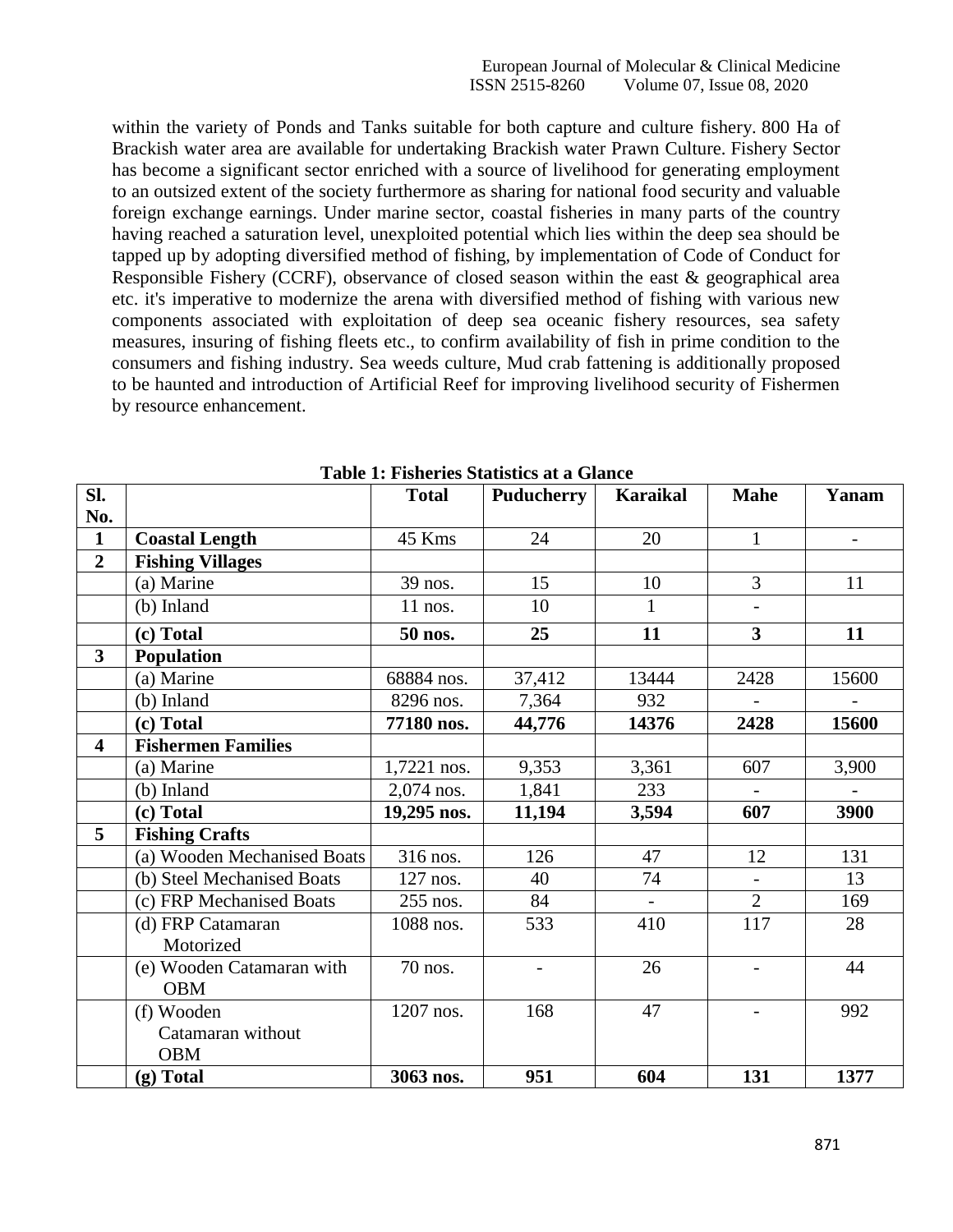within the variety of Ponds and Tanks suitable for both capture and culture fishery. 800 Ha of Brackish water area are available for undertaking Brackish water Prawn Culture. Fishery Sector has become a significant sector enriched with a source of livelihood for generating employment to an outsized extent of the society furthermore as sharing for national food security and valuable foreign exchange earnings. Under marine sector, coastal fisheries in many parts of the country having reached a saturation level, unexploited potential which lies within the deep sea should be tapped up by adopting diversified method of fishing, by implementation of Code of Conduct for Responsible Fishery (CCRF), observance of closed season within the east & geographical area etc. it's imperative to modernize the arena with diversified method of fishing with various new components associated with exploitation of deep sea oceanic fishery resources, sea safety measures, insuring of fishing fleets etc., to confirm availability of fish in prime condition to the consumers and fishing industry. Sea weeds culture, Mud crab fattening is additionally proposed to be haunted and introduction of Artificial Reef for improving livelihood security of Fishermen by resource enhancement.

**Table 1: Fisheries Statistics at a Glance**

| Sl. No. | | Total | Puducherry | Karaikal | Mahe | Yanam |
|---|---|---|---|---|---|---|
| **1** | **Coastal Length** | 45 Kms | 24 | 20 | 1 | - |
| **2** | **Fishing Villages** | | | | | |
| | (a) Marine | 39 nos. | 15 | 10 | 3 | 11 |
| | (b) Inland | 11 nos. | 10 | 1 | - | |
| | **(c) Total** | **50 nos.** | **25** | **11** | **3** | **11** |
| **3** | **Population** | | | | | |
| | (a) Marine | 68884 nos. | 37,412 | 13444 | 2428 | 15600 |
| | (b) Inland | 8296 nos. | 7,364 | 932 | - | - |
| | **(c) Total** | **77180 nos.** | **44,776** | **14376** | **2428** | **15600** |
| **4** | **Fishermen Families** | | | | | |
| | (a) Marine | 1,7221 nos. | 9,353 | 3,361 | 607 | 3,900 |
| | (b) Inland | 2,074 nos. | 1,841 | 233 | - | - |
| | **(c) Total** | **19,295 nos.** | **11,194** | **3,594** | **607** | **3900** |
| **5** | **Fishing Crafts** | | | | | |
| | (a) Wooden Mechanised Boats | 316 nos. | 126 | 47 | 12 | 131 |
| | (b) Steel Mechanised Boats | 127 nos. | 40 | 74 | - | 13 |
| | (c) FRP Mechanised Boats | 255 nos. | 84 | - | 2 | 169 |
| | (d) FRP Catamaran Motorized | 1088 nos. | 533 | 410 | 117 | 28 |
| | (e) Wooden Catamaran with OBM | 70 nos. | - | 26 | - | 44 |
| | (f) Wooden Catamaran without OBM | 1207 nos. | 168 | 47 | - | 992 |
| | **(g) Total** | **3063 nos.** | **951** | **604** | **131** | **1377** |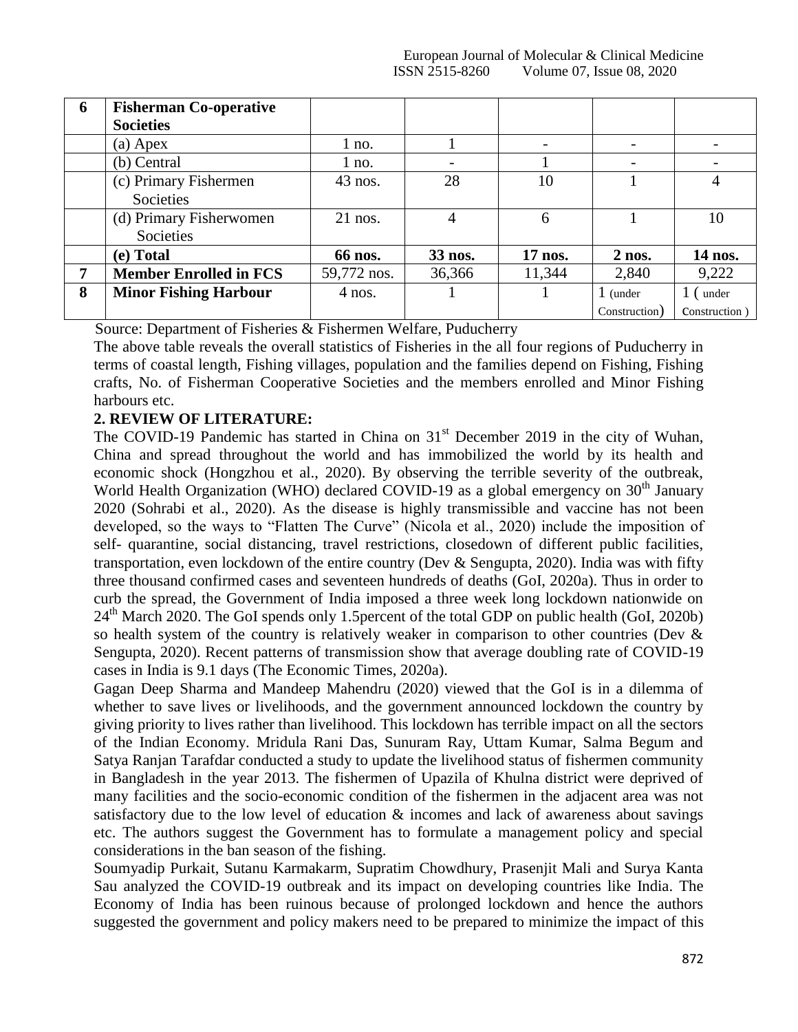| 6 | **Fisherman Co-operative Societies** | | | | | |
|---|---|---|---|---|---|---|
| | (a) Apex | 1 no. | 1 | - | - | - |
| | (b) Central | 1 no. | - | 1 | - | - |
| | (c) Primary Fishermen Societies | 43 nos. | 28 | 10 | 1 | 4 |
| | (d) Primary Fisherwomen Societies | 21 nos. | 4 | 6 | 1 | 10 |
| | **(e) Total** | **66 nos.** | **33 nos.** | **17 nos.** | **2 nos.** | **14 nos.** |
| 7 | **Member Enrolled in FCS** | 59,772 nos. | 36,366 | 11,344 | 2,840 | 9,222 |
| 8 | **Minor Fishing Harbour** | 4 nos. | 1 | 1 | 1 (under Construction) | 1 ( under Construction ) |

Source: Department of Fisheries & Fishermen Welfare, Puducherry

The above table reveals the overall statistics of Fisheries in the all four regions of Puducherry in terms of coastal length, Fishing villages, population and the families depend on Fishing, Fishing crafts, No. of Fisherman Cooperative Societies and the members enrolled and Minor Fishing harbours etc.

## 2. REVIEW OF LITERATURE:

The COVID-19 Pandemic has started in China on 31st December 2019 in the city of Wuhan, China and spread throughout the world and has immobilized the world by its health and economic shock (Hongzhou et al., 2020). By observing the terrible severity of the outbreak, World Health Organization (WHO) declared COVID-19 as a global emergency on 30th January 2020 (Sohrabi et al., 2020). As the disease is highly transmissible and vaccine has not been developed, so the ways to "Flatten The Curve" (Nicola et al., 2020) include the imposition of self- quarantine, social distancing, travel restrictions, closedown of different public facilities, transportation, even lockdown of the entire country (Dev & Sengupta, 2020). India was with fifty three thousand confirmed cases and seventeen hundreds of deaths (GoI, 2020a). Thus in order to curb the spread, the Government of India imposed a three week long lockdown nationwide on 24th March 2020. The GoI spends only 1.5percent of the total GDP on public health (GoI, 2020b) so health system of the country is relatively weaker in comparison to other countries (Dev & Sengupta, 2020). Recent patterns of transmission show that average doubling rate of COVID-19 cases in India is 9.1 days (The Economic Times, 2020a).

Gagan Deep Sharma and Mandeep Mahendru (2020) viewed that the GoI is in a dilemma of whether to save lives or livelihoods, and the government announced lockdown the country by giving priority to lives rather than livelihood. This lockdown has terrible impact on all the sectors of the Indian Economy. Mridula Rani Das, Sunuram Ray, Uttam Kumar, Salma Begum and Satya Ranjan Tarafdar conducted a study to update the livelihood status of fishermen community in Bangladesh in the year 2013. The fishermen of Upazila of Khulna district were deprived of many facilities and the socio-economic condition of the fishermen in the adjacent area was not satisfactory due to the low level of education & incomes and lack of awareness about savings etc. The authors suggest the Government has to formulate a management policy and special considerations in the ban season of the fishing.

Soumyadip Purkait, Sutanu Karmakarm, Supratim Chowdhury, Prasenjit Mali and Surya Kanta Sau analyzed the COVID-19 outbreak and its impact on developing countries like India. The Economy of India has been ruinous because of prolonged lockdown and hence the authors suggested the government and policy makers need to be prepared to minimize the impact of this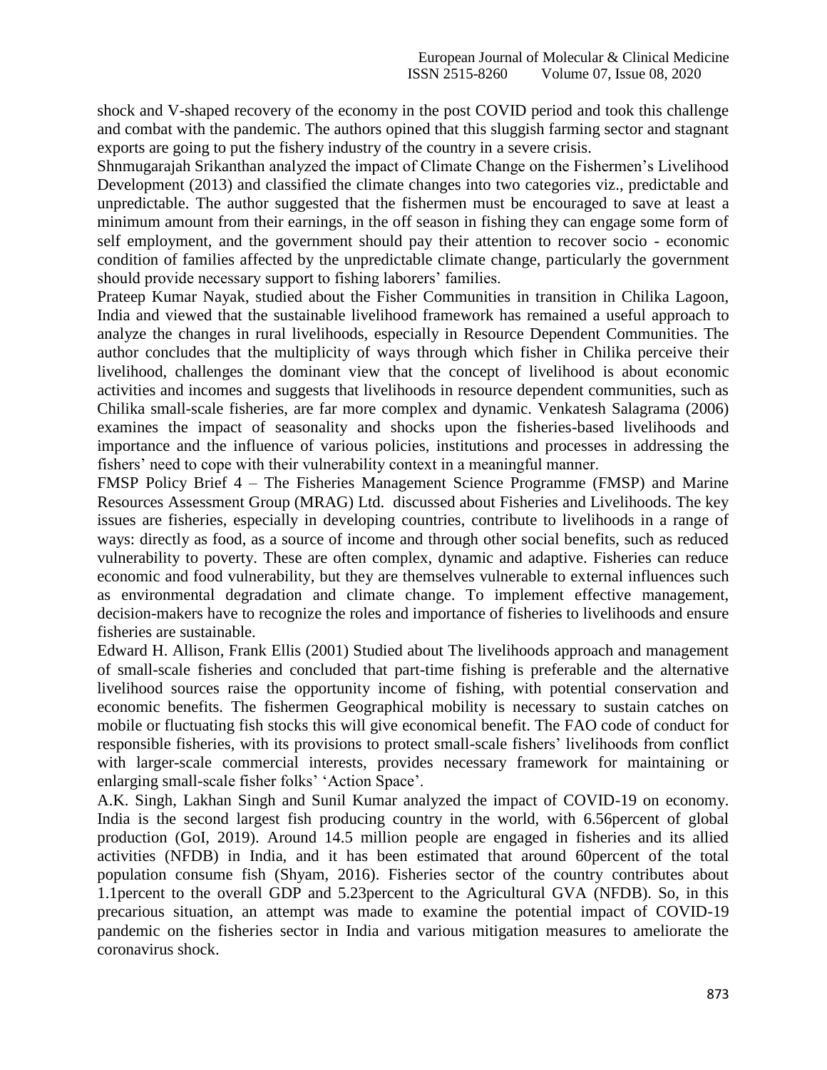shock and V-shaped recovery of the economy in the post COVID period and took this challenge and combat with the pandemic. The authors opined that this sluggish farming sector and stagnant exports are going to put the fishery industry of the country in a severe crisis.

Shnmugarajah Srikanthan analyzed the impact of Climate Change on the Fishermen's Livelihood Development (2013) and classified the climate changes into two categories viz., predictable and unpredictable. The author suggested that the fishermen must be encouraged to save at least a minimum amount from their earnings, in the off season in fishing they can engage some form of self employment, and the government should pay their attention to recover socio - economic condition of families affected by the unpredictable climate change, particularly the government should provide necessary support to fishing laborers' families.

Prateep Kumar Nayak, studied about the Fisher Communities in transition in Chilika Lagoon, India and viewed that the sustainable livelihood framework has remained a useful approach to analyze the changes in rural livelihoods, especially in Resource Dependent Communities. The author concludes that the multiplicity of ways through which fisher in Chilika perceive their livelihood, challenges the dominant view that the concept of livelihood is about economic activities and incomes and suggests that livelihoods in resource dependent communities, such as Chilika small-scale fisheries, are far more complex and dynamic. Venkatesh Salagrama (2006) examines the impact of seasonality and shocks upon the fisheries-based livelihoods and importance and the influence of various policies, institutions and processes in addressing the fishers' need to cope with their vulnerability context in a meaningful manner.

FMSP Policy Brief 4 – The Fisheries Management Science Programme (FMSP) and Marine Resources Assessment Group (MRAG) Ltd. discussed about Fisheries and Livelihoods. The key issues are fisheries, especially in developing countries, contribute to livelihoods in a range of ways: directly as food, as a source of income and through other social benefits, such as reduced vulnerability to poverty. These are often complex, dynamic and adaptive. Fisheries can reduce economic and food vulnerability, but they are themselves vulnerable to external influences such as environmental degradation and climate change. To implement effective management, decision-makers have to recognize the roles and importance of fisheries to livelihoods and ensure fisheries are sustainable.

Edward H. Allison, Frank Ellis (2001) Studied about The livelihoods approach and management of small-scale fisheries and concluded that part-time fishing is preferable and the alternative livelihood sources raise the opportunity income of fishing, with potential conservation and economic benefits. The fishermen Geographical mobility is necessary to sustain catches on mobile or fluctuating fish stocks this will give economical benefit. The FAO code of conduct for responsible fisheries, with its provisions to protect small-scale fishers' livelihoods from conflict with larger-scale commercial interests, provides necessary framework for maintaining or enlarging small-scale fisher folks' 'Action Space'.

A.K. Singh, Lakhan Singh and Sunil Kumar analyzed the impact of COVID-19 on economy. India is the second largest fish producing country in the world, with 6.56percent of global production (GoI, 2019). Around 14.5 million people are engaged in fisheries and its allied activities (NFDB) in India, and it has been estimated that around 60percent of the total population consume fish (Shyam, 2016). Fisheries sector of the country contributes about 1.1percent to the overall GDP and 5.23percent to the Agricultural GVA (NFDB). So, in this precarious situation, an attempt was made to examine the potential impact of COVID-19 pandemic on the fisheries sector in India and various mitigation measures to ameliorate the coronavirus shock.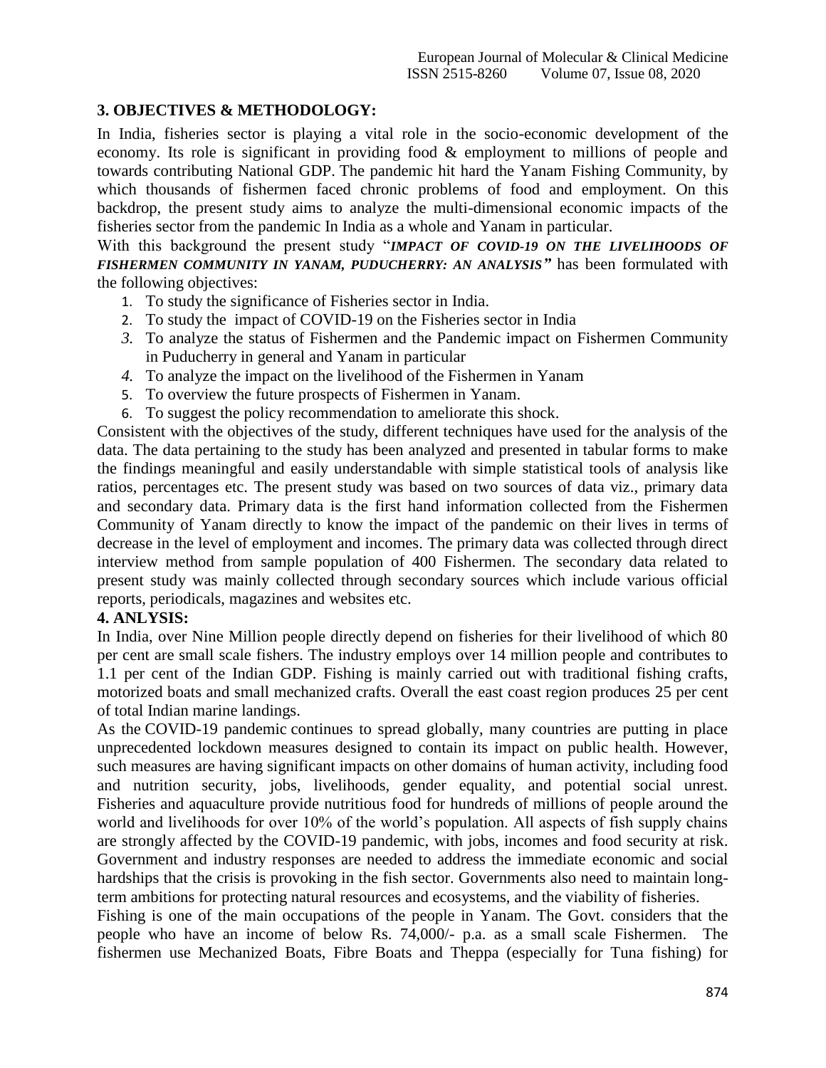## 3. OBJECTIVES & METHODOLOGY:

In India, fisheries sector is playing a vital role in the socio-economic development of the economy. Its role is significant in providing food & employment to millions of people and towards contributing National GDP. The pandemic hit hard the Yanam Fishing Community, by which thousands of fishermen faced chronic problems of food and employment. On this backdrop, the present study aims to analyze the multi-dimensional economic impacts of the fisheries sector from the pandemic In India as a whole and Yanam in particular.

With this background the present study "***IMPACT OF COVID-19 ON THE LIVELIHOODS OF FISHERMEN COMMUNITY IN YANAM, PUDUCHERRY: AN ANALYSIS***" has been formulated with the following objectives:

1. To study the significance of Fisheries sector in India.
2. To study the impact of COVID-19 on the Fisheries sector in India
3. To analyze the status of Fishermen and the Pandemic impact on Fishermen Community in Puducherry in general and Yanam in particular
4. To analyze the impact on the livelihood of the Fishermen in Yanam
5. To overview the future prospects of Fishermen in Yanam.
6. To suggest the policy recommendation to ameliorate this shock.

Consistent with the objectives of the study, different techniques have used for the analysis of the data. The data pertaining to the study has been analyzed and presented in tabular forms to make the findings meaningful and easily understandable with simple statistical tools of analysis like ratios, percentages etc. The present study was based on two sources of data viz., primary data and secondary data. Primary data is the first hand information collected from the Fishermen Community of Yanam directly to know the impact of the pandemic on their lives in terms of decrease in the level of employment and incomes. The primary data was collected through direct interview method from sample population of 400 Fishermen. The secondary data related to present study was mainly collected through secondary sources which include various official reports, periodicals, magazines and websites etc.

## 4. ANLYSIS:

In India, over Nine Million people directly depend on fisheries for their livelihood of which 80 per cent are small scale fishers. The industry employs over 14 million people and contributes to 1.1 per cent of the Indian GDP. Fishing is mainly carried out with traditional fishing crafts, motorized boats and small mechanized crafts. Overall the east coast region produces 25 per cent of total Indian marine landings.

As the COVID-19 pandemic continues to spread globally, many countries are putting in place unprecedented lockdown measures designed to contain its impact on public health. However, such measures are having significant impacts on other domains of human activity, including food and nutrition security, jobs, livelihoods, gender equality, and potential social unrest. Fisheries and aquaculture provide nutritious food for hundreds of millions of people around the world and livelihoods for over 10% of the world's population. All aspects of fish supply chains are strongly affected by the COVID-19 pandemic, with jobs, incomes and food security at risk. Government and industry responses are needed to address the immediate economic and social hardships that the crisis is provoking in the fish sector. Governments also need to maintain long-term ambitions for protecting natural resources and ecosystems, and the viability of fisheries.

Fishing is one of the main occupations of the people in Yanam. The Govt. considers that the people who have an income of below Rs. 74,000/- p.a. as a small scale Fishermen. The fishermen use Mechanized Boats, Fibre Boats and Theppa (especially for Tuna fishing) for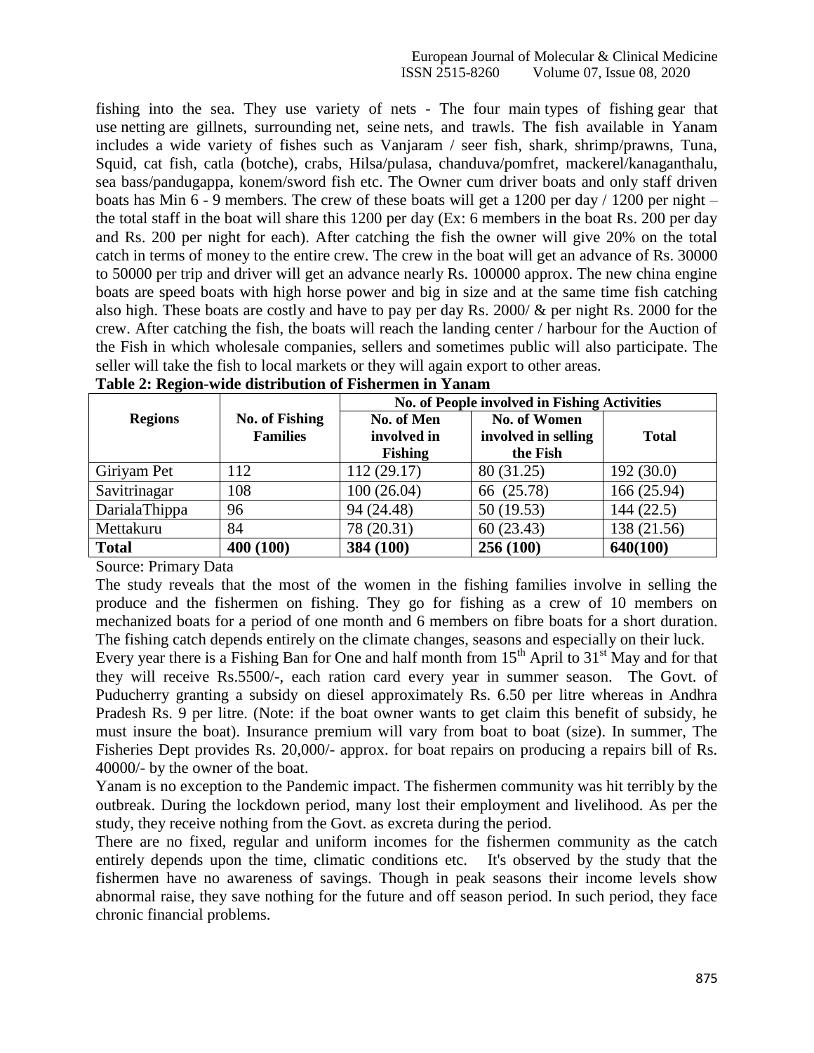fishing into the sea. They use variety of nets - The four main types of fishing gear that use netting are gillnets, surrounding net, seine nets, and trawls. The fish available in Yanam includes a wide variety of fishes such as Vanjaram / seer fish, shark, shrimp/prawns, Tuna, Squid, cat fish, catla (botche), crabs, Hilsa/pulasa, chanduva/pomfret, mackerel/kanaganthalu, sea bass/pandugappa, konem/sword fish etc. The Owner cum driver boats and only staff driven boats has Min 6 - 9 members. The crew of these boats will get a 1200 per day / 1200 per night – the total staff in the boat will share this 1200 per day (Ex: 6 members in the boat Rs. 200 per day and Rs. 200 per night for each). After catching the fish the owner will give 20% on the total catch in terms of money to the entire crew. The crew in the boat will get an advance of Rs. 30000 to 50000 per trip and driver will get an advance nearly Rs. 100000 approx. The new china engine boats are speed boats with high horse power and big in size and at the same time fish catching also high. These boats are costly and have to pay per day Rs. 2000/ & per night Rs. 2000 for the crew. After catching the fish, the boats will reach the landing center / harbour for the Auction of the Fish in which wholesale companies, sellers and sometimes public will also participate. The seller will take the fish to local markets or they will again export to other areas.

**Table 2: Region-wide distribution of Fishermen in Yanam**

| Regions | No. of Fishing Families | No. of People involved in Fishing Activities | | |
|---|---|---|---|---|
| | | No. of Men involved in Fishing | No. of Women involved in selling the Fish | Total |
| Giriyam Pet | 112 | 112 (29.17) | 80 (31.25) | 192 (30.0) |
| Savitrinagar | 108 | 100 (26.04) | 66 (25.78) | 166 (25.94) |
| DarialaThippa | 96 | 94 (24.48) | 50 (19.53) | 144 (22.5) |
| Mettakuru | 84 | 78 (20.31) | 60 (23.43) | 138 (21.56) |
| **Total** | **400 (100)** | **384 (100)** | **256 (100)** | **640(100)** |

Source: Primary Data

The study reveals that the most of the women in the fishing families involve in selling the produce and the fishermen on fishing. They go for fishing as a crew of 10 members on mechanized boats for a period of one month and 6 members on fibre boats for a short duration. The fishing catch depends entirely on the climate changes, seasons and especially on their luck.

Every year there is a Fishing Ban for One and half month from 15th April to 31st May and for that they will receive Rs.5500/-, each ration card every year in summer season. The Govt. of Puducherry granting a subsidy on diesel approximately Rs. 6.50 per litre whereas in Andhra Pradesh Rs. 9 per litre. (Note: if the boat owner wants to get claim this benefit of subsidy, he must insure the boat). Insurance premium will vary from boat to boat (size). In summer, The Fisheries Dept provides Rs. 20,000/- approx. for boat repairs on producing a repairs bill of Rs. 40000/- by the owner of the boat.

Yanam is no exception to the Pandemic impact. The fishermen community was hit terribly by the outbreak. During the lockdown period, many lost their employment and livelihood. As per the study, they receive nothing from the Govt. as excreta during the period.

There are no fixed, regular and uniform incomes for the fishermen community as the catch entirely depends upon the time, climatic conditions etc. It's observed by the study that the fishermen have no awareness of savings. Though in peak seasons their income levels show abnormal raise, they save nothing for the future and off season period. In such period, they face chronic financial problems.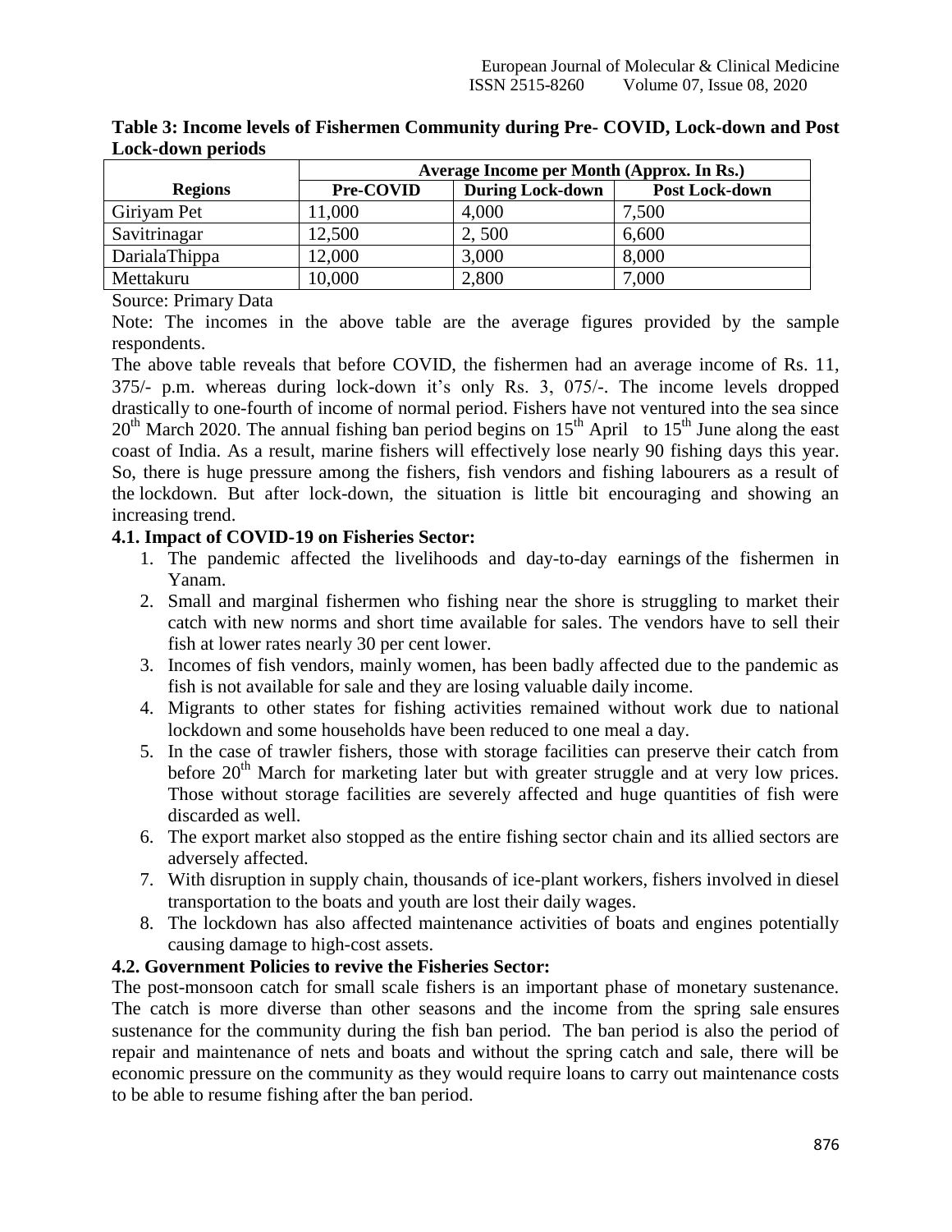**Table 3: Income levels of Fishermen Community during Pre- COVID, Lock-down and Post Lock-down periods**

| Regions | Average Income per Month (Approx. In Rs.) | | |
|---|---|---|---|
| | **Pre-COVID** | **During Lock-down** | **Post Lock-down** |
| Giriyam Pet | 11,000 | 4,000 | 7,500 |
| Savitrinagar | 12,500 | 2, 500 | 6,600 |
| DarialaThippa | 12,000 | 3,000 | 8,000 |
| Mettakuru | 10,000 | 2,800 | 7,000 |

Source: Primary Data

Note: The incomes in the above table are the average figures provided by the sample respondents.

The above table reveals that before COVID, the fishermen had an average income of Rs. 11, 375/- p.m. whereas during lock-down it's only Rs. 3, 075/-. The income levels dropped drastically to one-fourth of income of normal period. Fishers have not ventured into the sea since 20th March 2020. The annual fishing ban period begins on 15th April to 15th June along the east coast of India. As a result, marine fishers will effectively lose nearly 90 fishing days this year. So, there is huge pressure among the fishers, fish vendors and fishing labourers as a result of the lockdown. But after lock-down, the situation is little bit encouraging and showing an increasing trend.

### 4.1. Impact of COVID-19 on Fisheries Sector:

1. The pandemic affected the livelihoods and day-to-day earnings of the fishermen in Yanam.
2. Small and marginal fishermen who fishing near the shore is struggling to market their catch with new norms and short time available for sales. The vendors have to sell their fish at lower rates nearly 30 per cent lower.
3. Incomes of fish vendors, mainly women, has been badly affected due to the pandemic as fish is not available for sale and they are losing valuable daily income.
4. Migrants to other states for fishing activities remained without work due to national lockdown and some households have been reduced to one meal a day.
5. In the case of trawler fishers, those with storage facilities can preserve their catch from before 20th March for marketing later but with greater struggle and at very low prices. Those without storage facilities are severely affected and huge quantities of fish were discarded as well.
6. The export market also stopped as the entire fishing sector chain and its allied sectors are adversely affected.
7. With disruption in supply chain, thousands of ice-plant workers, fishers involved in diesel transportation to the boats and youth are lost their daily wages.
8. The lockdown has also affected maintenance activities of boats and engines potentially causing damage to high-cost assets.

### 4.2. Government Policies to revive the Fisheries Sector:

The post-monsoon catch for small scale fishers is an important phase of monetary sustenance. The catch is more diverse than other seasons and the income from the spring sale ensures sustenance for the community during the fish ban period. The ban period is also the period of repair and maintenance of nets and boats and without the spring catch and sale, there will be economic pressure on the community as they would require loans to carry out maintenance costs to be able to resume fishing after the ban period.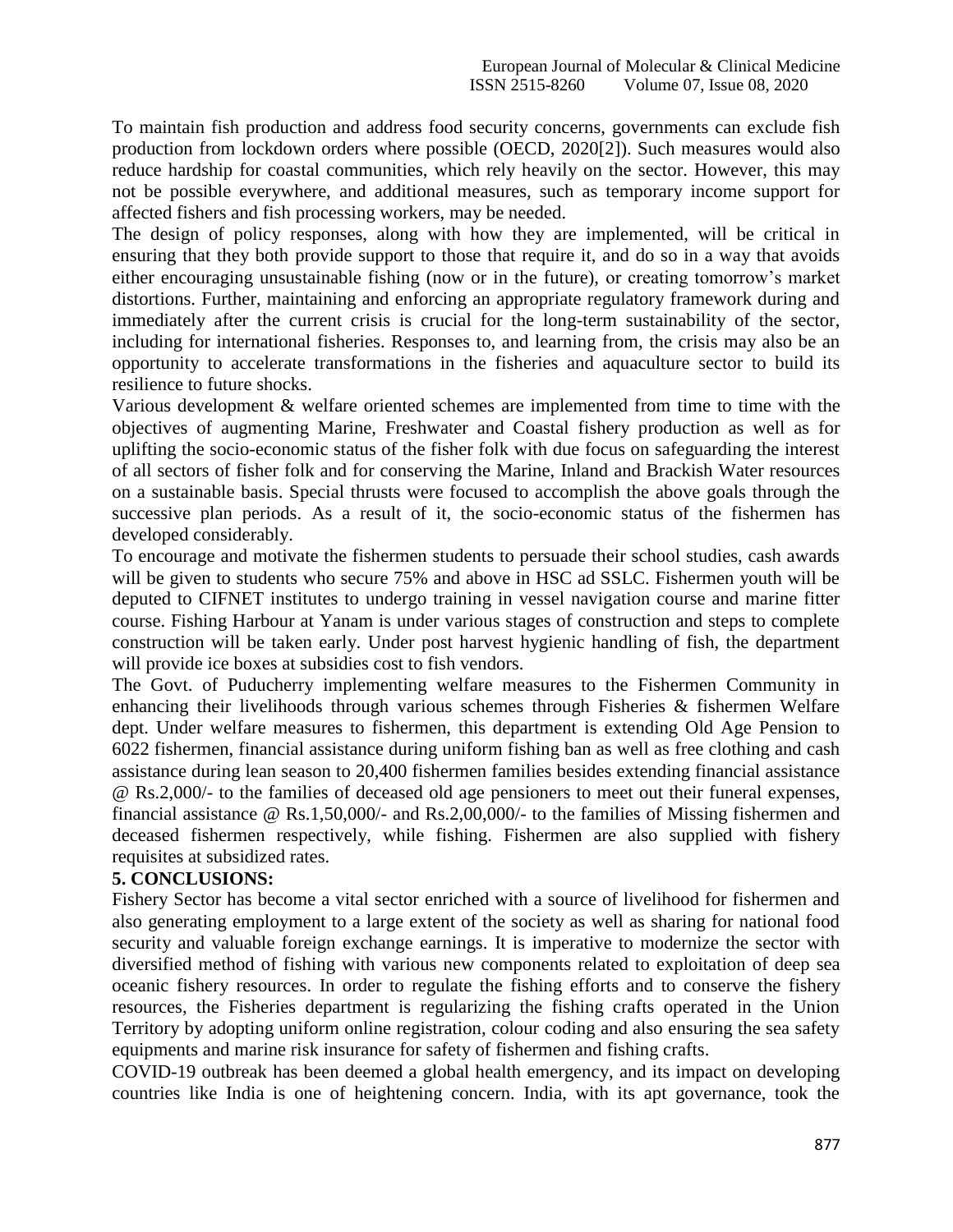To maintain fish production and address food security concerns, governments can exclude fish production from lockdown orders where possible (OECD, 2020[2]). Such measures would also reduce hardship for coastal communities, which rely heavily on the sector. However, this may not be possible everywhere, and additional measures, such as temporary income support for affected fishers and fish processing workers, may be needed.

The design of policy responses, along with how they are implemented, will be critical in ensuring that they both provide support to those that require it, and do so in a way that avoids either encouraging unsustainable fishing (now or in the future), or creating tomorrow's market distortions. Further, maintaining and enforcing an appropriate regulatory framework during and immediately after the current crisis is crucial for the long-term sustainability of the sector, including for international fisheries. Responses to, and learning from, the crisis may also be an opportunity to accelerate transformations in the fisheries and aquaculture sector to build its resilience to future shocks.

Various development & welfare oriented schemes are implemented from time to time with the objectives of augmenting Marine, Freshwater and Coastal fishery production as well as for uplifting the socio-economic status of the fisher folk with due focus on safeguarding the interest of all sectors of fisher folk and for conserving the Marine, Inland and Brackish Water resources on a sustainable basis. Special thrusts were focused to accomplish the above goals through the successive plan periods. As a result of it, the socio-economic status of the fishermen has developed considerably.

To encourage and motivate the fishermen students to persuade their school studies, cash awards will be given to students who secure 75% and above in HSC ad SSLC. Fishermen youth will be deputed to CIFNET institutes to undergo training in vessel navigation course and marine fitter course. Fishing Harbour at Yanam is under various stages of construction and steps to complete construction will be taken early. Under post harvest hygienic handling of fish, the department will provide ice boxes at subsidies cost to fish vendors.

The Govt. of Puducherry implementing welfare measures to the Fishermen Community in enhancing their livelihoods through various schemes through Fisheries & fishermen Welfare dept. Under welfare measures to fishermen, this department is extending Old Age Pension to 6022 fishermen, financial assistance during uniform fishing ban as well as free clothing and cash assistance during lean season to 20,400 fishermen families besides extending financial assistance @ Rs.2,000/- to the families of deceased old age pensioners to meet out their funeral expenses, financial assistance @ Rs.1,50,000/- and Rs.2,00,000/- to the families of Missing fishermen and deceased fishermen respectively, while fishing. Fishermen are also supplied with fishery requisites at subsidized rates.

## 5. CONCLUSIONS:

Fishery Sector has become a vital sector enriched with a source of livelihood for fishermen and also generating employment to a large extent of the society as well as sharing for national food security and valuable foreign exchange earnings. It is imperative to modernize the sector with diversified method of fishing with various new components related to exploitation of deep sea oceanic fishery resources. In order to regulate the fishing efforts and to conserve the fishery resources, the Fisheries department is regularizing the fishing crafts operated in the Union Territory by adopting uniform online registration, colour coding and also ensuring the sea safety equipments and marine risk insurance for safety of fishermen and fishing crafts.

COVID-19 outbreak has been deemed a global health emergency, and its impact on developing countries like India is one of heightening concern. India, with its apt governance, took the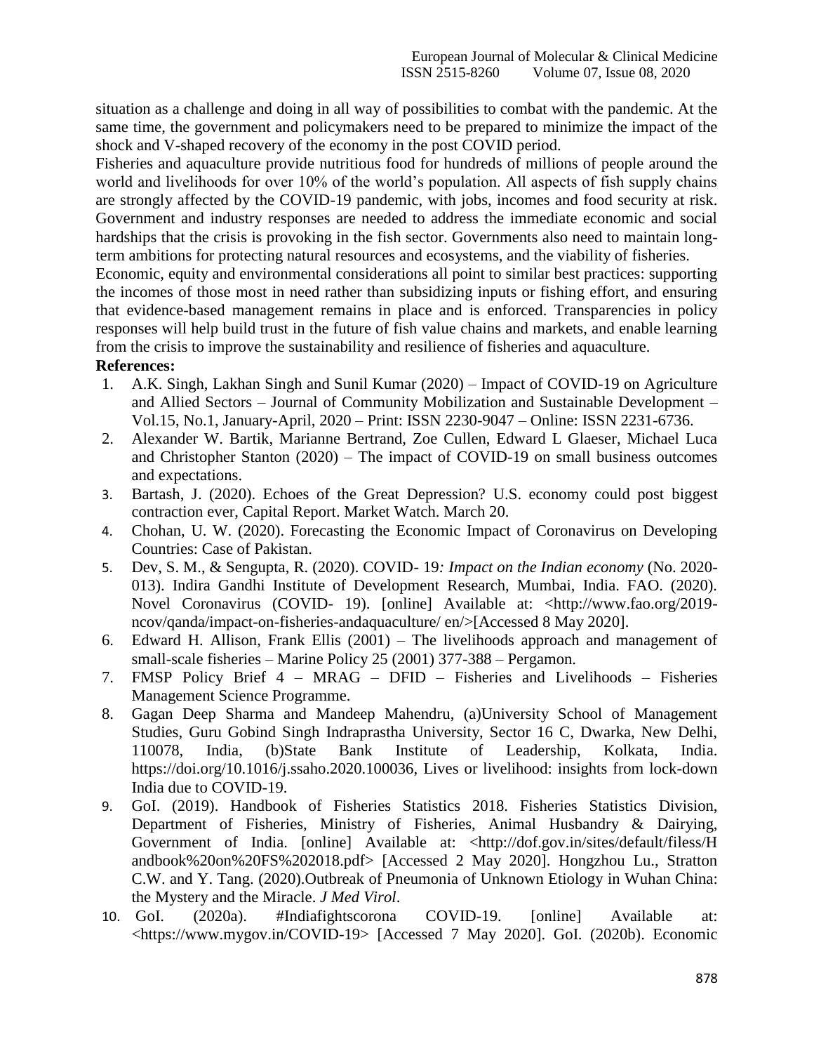situation as a challenge and doing in all way of possibilities to combat with the pandemic. At the same time, the government and policymakers need to be prepared to minimize the impact of the shock and V-shaped recovery of the economy in the post COVID period.

Fisheries and aquaculture provide nutritious food for hundreds of millions of people around the world and livelihoods for over 10% of the world's population. All aspects of fish supply chains are strongly affected by the COVID-19 pandemic, with jobs, incomes and food security at risk. Government and industry responses are needed to address the immediate economic and social hardships that the crisis is provoking in the fish sector. Governments also need to maintain long-term ambitions for protecting natural resources and ecosystems, and the viability of fisheries.

Economic, equity and environmental considerations all point to similar best practices: supporting the incomes of those most in need rather than subsidizing inputs or fishing effort, and ensuring that evidence-based management remains in place and is enforced. Transparencies in policy responses will help build trust in the future of fish value chains and markets, and enable learning from the crisis to improve the sustainability and resilience of fisheries and aquaculture.

**References:**

1. A.K. Singh, Lakhan Singh and Sunil Kumar (2020) – Impact of COVID-19 on Agriculture and Allied Sectors – Journal of Community Mobilization and Sustainable Development – Vol.15, No.1, January-April, 2020 – Print: ISSN 2230-9047 – Online: ISSN 2231-6736.
2. Alexander W. Bartik, Marianne Bertrand, Zoe Cullen, Edward L Glaeser, Michael Luca and Christopher Stanton (2020) – The impact of COVID-19 on small business outcomes and expectations.
3. Bartash, J. (2020). Echoes of the Great Depression? U.S. economy could post biggest contraction ever, Capital Report. Market Watch. March 20.
4. Chohan, U. W. (2020). Forecasting the Economic Impact of Coronavirus on Developing Countries: Case of Pakistan.
5. Dev, S. M., & Sengupta, R. (2020). COVID- 19*: Impact on the Indian economy* (No. 2020-013). Indira Gandhi Institute of Development Research, Mumbai, India. FAO. (2020). Novel Coronavirus (COVID- 19). [online] Available at: <http://www.fao.org/2019-ncov/qanda/impact-on-fisheries-andaquaculture/ en/>[Accessed 8 May 2020].
6. Edward H. Allison, Frank Ellis (2001) – The livelihoods approach and management of small-scale fisheries – Marine Policy 25 (2001) 377-388 – Pergamon.
7. FMSP Policy Brief 4 – MRAG – DFID – Fisheries and Livelihoods – Fisheries Management Science Programme.
8. Gagan Deep Sharma and Mandeep Mahendru, (a)University School of Management Studies, Guru Gobind Singh Indraprastha University, Sector 16 C, Dwarka, New Delhi, 110078, India, (b)State Bank Institute of Leadership, Kolkata, India. https://doi.org/10.1016/j.ssaho.2020.100036, Lives or livelihood: insights from lock-down India due to COVID-19.
9. GoI. (2019). Handbook of Fisheries Statistics 2018. Fisheries Statistics Division, Department of Fisheries, Ministry of Fisheries, Animal Husbandry & Dairying, Government of India. [online] Available at: <http://dof.gov.in/sites/default/filess/Handbook%20on%20FS%202018.pdf> [Accessed 2 May 2020]. Hongzhou Lu., Stratton C.W. and Y. Tang. (2020).Outbreak of Pneumonia of Unknown Etiology in Wuhan China: the Mystery and the Miracle. *J Med Virol*.
10. GoI. (2020a). #Indiafightscorona COVID-19. [online] Available at: <https://www.mygov.in/COVID-19> [Accessed 7 May 2020]. GoI. (2020b). Economic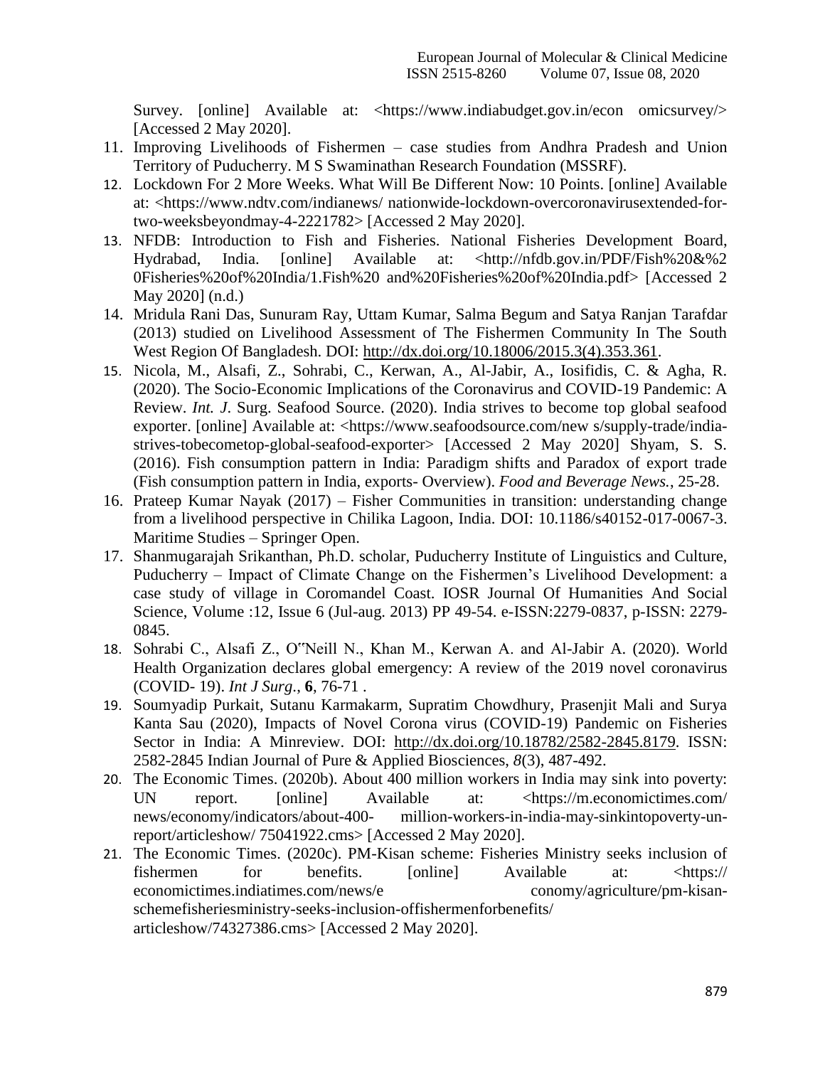Survey. [online] Available at: <https://www.indiabudget.gov.in/econ omicsurvey/> [Accessed 2 May 2020].

11. Improving Livelihoods of Fishermen – case studies from Andhra Pradesh and Union Territory of Puducherry. M S Swaminathan Research Foundation (MSSRF).
12. Lockdown For 2 More Weeks. What Will Be Different Now: 10 Points. [online] Available at: <https://www.ndtv.com/indianews/ nationwide-lockdown-overcoronavirusextended-for-two-weeksbeyondmay-4-2221782> [Accessed 2 May 2020].
13. NFDB: Introduction to Fish and Fisheries. National Fisheries Development Board, Hydrabad, India. [online] Available at: <http://nfdb.gov.in/PDF/Fish%20&%2 0Fisheries%20of%20India/1.Fish%20 and%20Fisheries%20of%20India.pdf> [Accessed 2 May 2020] (n.d.)
14. Mridula Rani Das, Sunuram Ray, Uttam Kumar, Salma Begum and Satya Ranjan Tarafdar (2013) studied on Livelihood Assessment of The Fishermen Community In The South West Region Of Bangladesh. DOI: http://dx.doi.org/10.18006/2015.3(4).353.361.
15. Nicola, M., Alsafi, Z., Sohrabi, C., Kerwan, A., Al-Jabir, A., Iosifidis, C. & Agha, R. (2020). The Socio-Economic Implications of the Coronavirus and COVID-19 Pandemic: A Review. *Int. J*. Surg. Seafood Source. (2020). India strives to become top global seafood exporter. [online] Available at: <https://www.seafoodsource.com/new s/supply-trade/india-strives-tobecometop-global-seafood-exporter> [Accessed 2 May 2020] Shyam, S. S. (2016). Fish consumption pattern in India: Paradigm shifts and Paradox of export trade (Fish consumption pattern in India, exports- Overview). *Food and Beverage News.*, 25-28.
16. Prateep Kumar Nayak (2017) – Fisher Communities in transition: understanding change from a livelihood perspective in Chilika Lagoon, India. DOI: 10.1186/s40152-017-0067-3. Maritime Studies – Springer Open.
17. Shanmugarajah Srikanthan, Ph.D. scholar, Puducherry Institute of Linguistics and Culture, Puducherry – Impact of Climate Change on the Fishermen's Livelihood Development: a case study of village in Coromandel Coast. IOSR Journal Of Humanities And Social Science, Volume :12, Issue 6 (Jul-aug. 2013) PP 49-54. e-ISSN:2279-0837, p-ISSN: 2279-0845.
18. Sohrabi C., Alsafi Z., O‟Neill N., Khan M., Kerwan A. and Al-Jabir A. (2020). World Health Organization declares global emergency: A review of the 2019 novel coronavirus (COVID- 19). *Int J Surg.*, **6**, 76-71 .
19. Soumyadip Purkait, Sutanu Karmakarm, Supratim Chowdhury, Prasenjit Mali and Surya Kanta Sau (2020), Impacts of Novel Corona virus (COVID-19) Pandemic on Fisheries Sector in India: A Minreview. DOI: http://dx.doi.org/10.18782/2582-2845.8179. ISSN: 2582-2845 Indian Journal of Pure & Applied Biosciences, *8*(3), 487-492.
20. The Economic Times. (2020b). About 400 million workers in India may sink into poverty: UN report. [online] Available at: <https://m.economictimes.com/ news/economy/indicators/about-400- million-workers-in-india-may-sinkintopoverty-un-report/articleshow/ 75041922.cms> [Accessed 2 May 2020].
21. The Economic Times. (2020c). PM-Kisan scheme: Fisheries Ministry seeks inclusion of fishermen for benefits. [online] Available at: <https:// economictimes.indiatimes.com/news/e conomy/agriculture/pm-kisan-schemefisheriesministry-seeks-inclusion-offishermenforbenefits/ articleshow/74327386.cms> [Accessed 2 May 2020].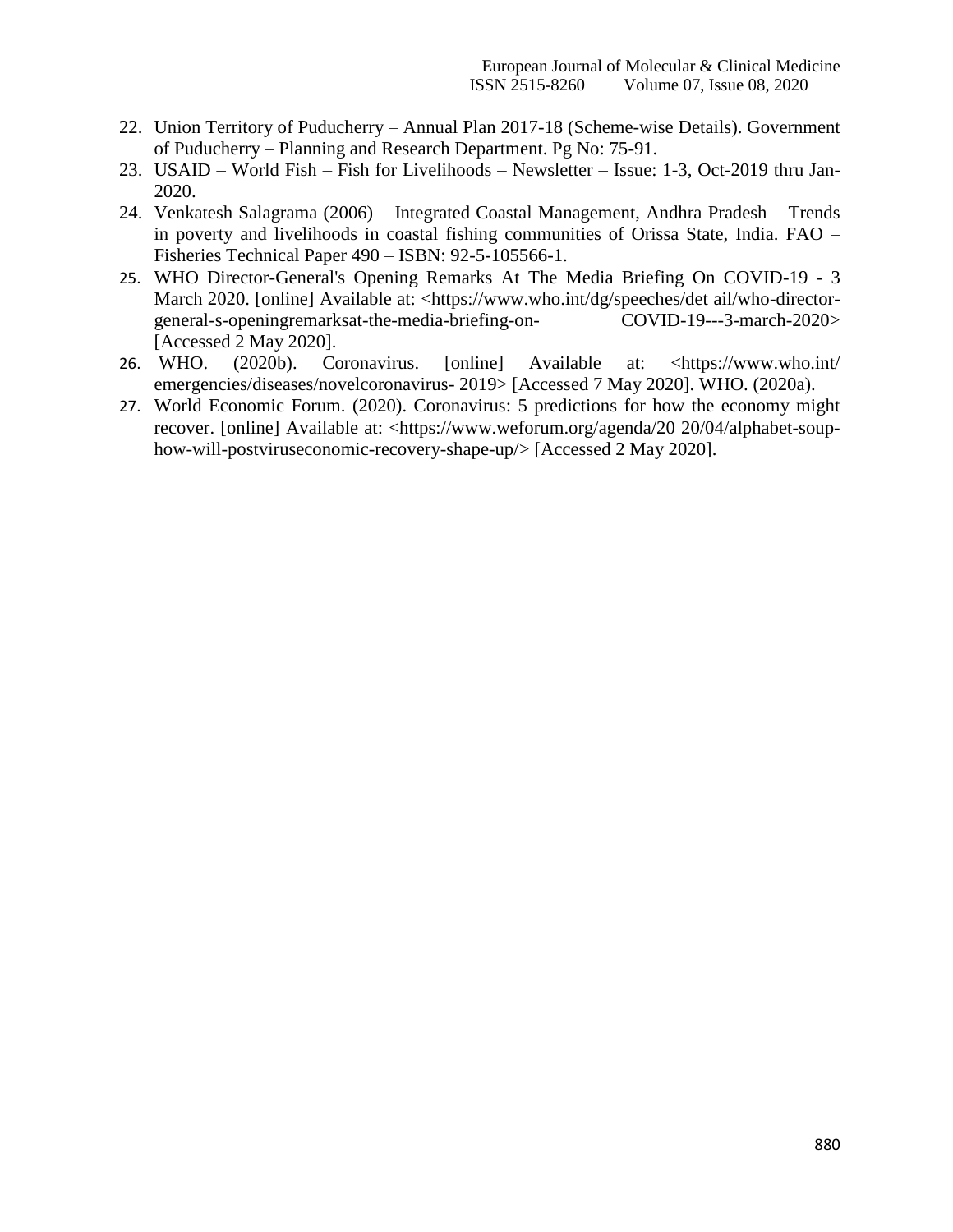22. Union Territory of Puducherry – Annual Plan 2017-18 (Scheme-wise Details). Government of Puducherry – Planning and Research Department. Pg No: 75-91.
23. USAID – World Fish – Fish for Livelihoods – Newsletter – Issue: 1-3, Oct-2019 thru Jan-2020.
24. Venkatesh Salagrama (2006) – Integrated Coastal Management, Andhra Pradesh – Trends in poverty and livelihoods in coastal fishing communities of Orissa State, India. FAO – Fisheries Technical Paper 490 – ISBN: 92-5-105566-1.
25. WHO Director-General's Opening Remarks At The Media Briefing On COVID-19 - 3 March 2020. [online] Available at: <https://www.who.int/dg/speeches/det ail/who-director-general-s-openingremarksat-the-media-briefing-on- COVID-19---3-march-2020> [Accessed 2 May 2020].
26. WHO. (2020b). Coronavirus. [online] Available at: <https://www.who.int/ emergencies/diseases/novelcoronavirus- 2019> [Accessed 7 May 2020]. WHO. (2020a).
27. World Economic Forum. (2020). Coronavirus: 5 predictions for how the economy might recover. [online] Available at: <https://www.weforum.org/agenda/20 20/04/alphabet-soup-how-will-postviruseconomic-recovery-shape-up/> [Accessed 2 May 2020].